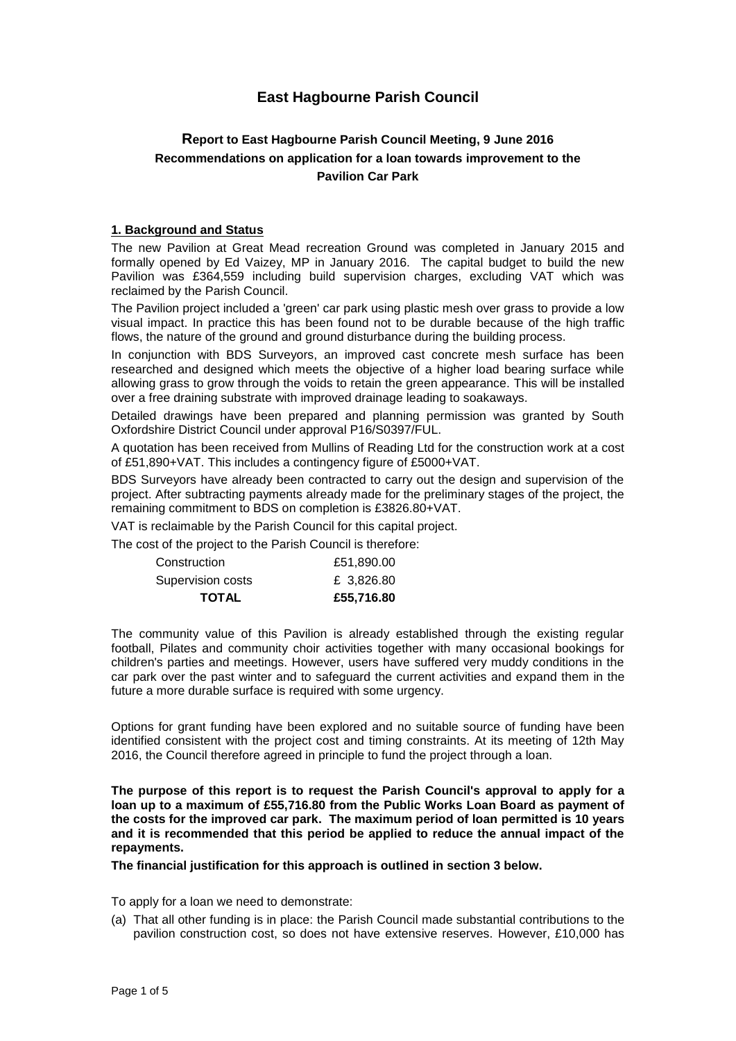# East Hagbourne Parish Council

## Report to East Hagbourne Parish Council Meeting, 9 June 2016

### Recommendations on application for a loan towards improvement to the Pavilion Car Park

**1. Background and Status**

The new Pavilion at Great Mead recreation Ground was completed in January 2015 and formally opened by Ed Vaizey, MP in January 2016. The capital budget to build the new Pavilion was £364,559 including build supervision charges, excluding VAT which was reclaimed by the Parish Council.

The Pavilion project included a 'green' car park using plastic mesh over grass to provide a low visual impact. In practice this has been found not to be durable because of the high traffic flows, the nature of the ground and ground disturbance during the building process.

In conjunction with BDS Surveyors, an improved cast concrete mesh surface has been researched and designed which meets the objective of a higher load bearing surface while allowing grass to grow through the voids to retain the green appearance. This will be installed over a free draining substrate with improved drainage leading to soakaways.

Detailed drawings have been prepared and planning permission was granted by South Oxfordshire District Council under approval P16/S0397/FUL.

A quotation has been received from Mullins of Reading Ltd for the construction work at a cost of £51,890+VAT. This includes a contingency figure of £5000+VAT.

BDS Surveyors have already been contracted to carry out the design and supervision of the project. After subtracting payments already made for the preliminary stages of the project, the remaining commitment to BDS on completion is £3826.80+VAT.

VAT is reclaimable by the Parish Council for this capital project.

The cost of the project to the Parish Council is therefore:

| | |
|---|---|
| Construction | £51,890.00 |
| Supervision costs | £ 3,826.80 |
| **TOTAL** | **£55,716.80** |

The community value of this Pavilion is already established through the existing regular football, Pilates and community choir activities together with many occasional bookings for children's parties and meetings. However, users have suffered very muddy conditions in the car park over the past winter and to safeguard the current activities and expand them in the future a more durable surface is required with some urgency.

Options for grant funding have been explored and no suitable source of funding have been identified consistent with the project cost and timing constraints. At its meeting of 12th May 2016, the Council therefore agreed in principle to fund the project through a loan.

**The purpose of this report is to request the Parish Council's approval to apply for a loan up to a maximum of £55,716.80 from the Public Works Loan Board as payment of the costs for the improved car park. The maximum period of loan permitted is 10 years and it is recommended that this period be applied to reduce the annual impact of the repayments.**

**The financial justification for this approach is outlined in section 3 below.**

To apply for a loan we need to demonstrate:

(a) That all other funding is in place: the Parish Council made substantial contributions to the pavilion construction cost, so does not have extensive reserves. However, £10,000 has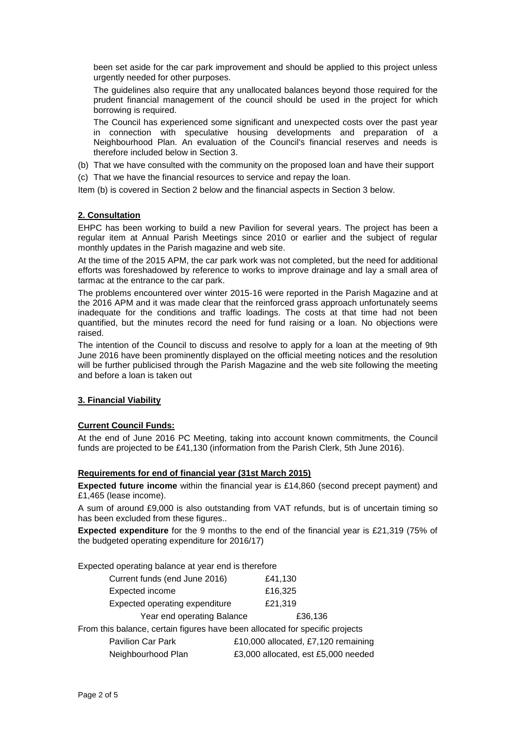been set aside for the car park improvement and should be applied to this project unless urgently needed for other purposes.

The guidelines also require that any unallocated balances beyond those required for the prudent financial management of the council should be used in the project for which borrowing is required.

The Council has experienced some significant and unexpected costs over the past year in connection with speculative housing developments and preparation of a Neighbourhood Plan. An evaluation of the Council's financial reserves and needs is therefore included below in Section 3.

(b) That we have consulted with the community on the proposed loan and have their support

(c) That we have the financial resources to service and repay the loan.

Item (b) is covered in Section 2 below and the financial aspects in Section 3 below.

## 2. Consultation

EHPC has been working to build a new Pavilion for several years. The project has been a regular item at Annual Parish Meetings since 2010 or earlier and the subject of regular monthly updates in the Parish magazine and web site.

At the time of the 2015 APM, the car park work was not completed, but the need for additional efforts was foreshadowed by reference to works to improve drainage and lay a small area of tarmac at the entrance to the car park.

The problems encountered over winter 2015-16 were reported in the Parish Magazine and at the 2016 APM and it was made clear that the reinforced grass approach unfortunately seems inadequate for the conditions and traffic loadings. The costs at that time had not been quantified, but the minutes record the need for fund raising or a loan. No objections were raised.

The intention of the Council to discuss and resolve to apply for a loan at the meeting of 9th June 2016 have been prominently displayed on the official meeting notices and the resolution will be further publicised through the Parish Magazine and the web site following the meeting and before a loan is taken out

## 3. Financial Viability

### Current Council Funds:

At the end of June 2016 PC Meeting, taking into account known commitments, the Council funds are projected to be £41,130 (information from the Parish Clerk, 5th June 2016).

### Requirements for end of financial year (31st March 2015)

**Expected future income** within the financial year is £14,860 (second precept payment) and £1,465 (lease income).

A sum of around £9,000 is also outstanding from VAT refunds, but is of uncertain timing so has been excluded from these figures..

**Expected expenditure** for the 9 months to the end of the financial year is £21,319 (75% of the budgeted operating expenditure for 2016/17)

Expected operating balance at year end is therefore

| | | |
|---|---|---|
| Current funds (end June 2016) | £41,130 | |
| Expected income | £16,325 | |
| Expected operating expenditure | £21,319 | |
| Year end operating Balance | | £36,136 |

From this balance, certain figures have been allocated for specific projects

| | |
|---|---|
| Pavilion Car Park | £10,000 allocated, £7,120 remaining |
| Neighbourhood Plan | £3,000 allocated, est £5,000 needed |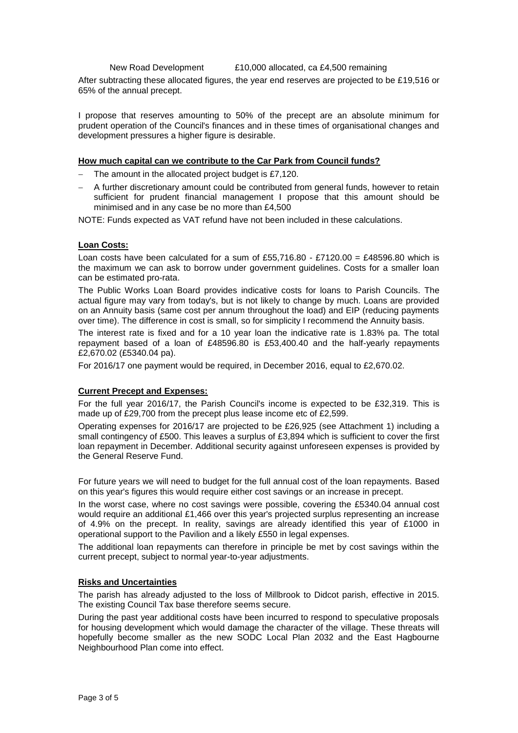New Road Development £10,000 allocated, ca £4,500 remaining

After subtracting these allocated figures, the year end reserves are projected to be £19,516 or 65% of the annual precept.

I propose that reserves amounting to 50% of the precept are an absolute minimum for prudent operation of the Council's finances and in these times of organisational changes and development pressures a higher figure is desirable.

**How much capital can we contribute to the Car Park from Council funds?**

- The amount in the allocated project budget is £7,120.
- A further discretionary amount could be contributed from general funds, however to retain sufficient for prudent financial management I propose that this amount should be minimised and in any case be no more than £4,500

NOTE: Funds expected as VAT refund have not been included in these calculations.

**Loan Costs:**

Loan costs have been calculated for a sum of £55,716.80 - £7120.00 = £48596.80 which is the maximum we can ask to borrow under government guidelines. Costs for a smaller loan can be estimated pro-rata.

The Public Works Loan Board provides indicative costs for loans to Parish Councils. The actual figure may vary from today's, but is not likely to change by much. Loans are provided on an Annuity basis (same cost per annum throughout the load) and EIP (reducing payments over time). The difference in cost is small, so for simplicity I recommend the Annuity basis.

The interest rate is fixed and for a 10 year loan the indicative rate is 1.83% pa. The total repayment based of a loan of £48596.80 is £53,400.40 and the half-yearly repayments £2,670.02 (£5340.04 pa).

For 2016/17 one payment would be required, in December 2016, equal to £2,670.02.

**Current Precept and Expenses:**

For the full year 2016/17, the Parish Council's income is expected to be £32,319. This is made up of £29,700 from the precept plus lease income etc of £2,599.

Operating expenses for 2016/17 are projected to be £26,925 (see Attachment 1) including a small contingency of £500. This leaves a surplus of £3,894 which is sufficient to cover the first loan repayment in December. Additional security against unforeseen expenses is provided by the General Reserve Fund.

For future years we will need to budget for the full annual cost of the loan repayments. Based on this year's figures this would require either cost savings or an increase in precept.

In the worst case, where no cost savings were possible, covering the £5340.04 annual cost would require an additional £1,466 over this year's projected surplus representing an increase of 4.9% on the precept. In reality, savings are already identified this year of £1000 in operational support to the Pavilion and a likely £550 in legal expenses.

The additional loan repayments can therefore in principle be met by cost savings within the current precept, subject to normal year-to-year adjustments.

**Risks and Uncertainties**

The parish has already adjusted to the loss of Millbrook to Didcot parish, effective in 2015. The existing Council Tax base therefore seems secure.

During the past year additional costs have been incurred to respond to speculative proposals for housing development which would damage the character of the village. These threats will hopefully become smaller as the new SODC Local Plan 2032 and the East Hagbourne Neighbourhood Plan come into effect.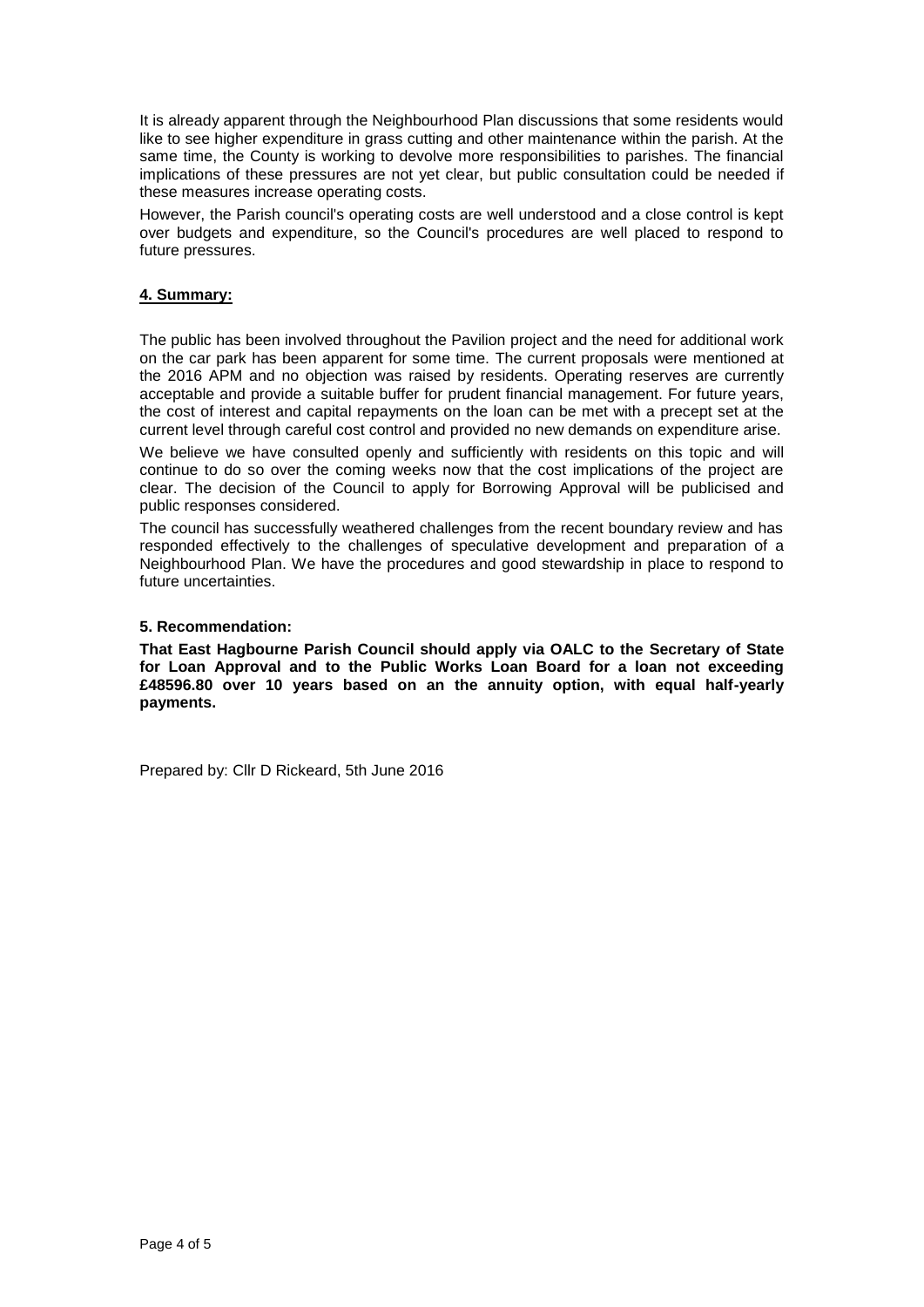It is already apparent through the Neighbourhood Plan discussions that some residents would like to see higher expenditure in grass cutting and other maintenance within the parish. At the same time, the County is working to devolve more responsibilities to parishes. The financial implications of these pressures are not yet clear, but public consultation could be needed if these measures increase operating costs.

However, the Parish council's operating costs are well understood and a close control is kept over budgets and expenditure, so the Council's procedures are well placed to respond to future pressures.

## 4. Summary:

The public has been involved throughout the Pavilion project and the need for additional work on the car park has been apparent for some time. The current proposals were mentioned at the 2016 APM and no objection was raised by residents. Operating reserves are currently acceptable and provide a suitable buffer for prudent financial management. For future years, the cost of interest and capital repayments on the loan can be met with a precept set at the current level through careful cost control and provided no new demands on expenditure arise.

We believe we have consulted openly and sufficiently with residents on this topic and will continue to do so over the coming weeks now that the cost implications of the project are clear. The decision of the Council to apply for Borrowing Approval will be publicised and public responses considered.

The council has successfully weathered challenges from the recent boundary review and has responded effectively to the challenges of speculative development and preparation of a Neighbourhood Plan. We have the procedures and good stewardship in place to respond to future uncertainties.

## 5. Recommendation:

**That East Hagbourne Parish Council should apply via OALC to the Secretary of State for Loan Approval and to the Public Works Loan Board for a loan not exceeding £48596.80 over 10 years based on an the annuity option, with equal half-yearly payments.**

Prepared by: Cllr D Rickeard, 5th June 2016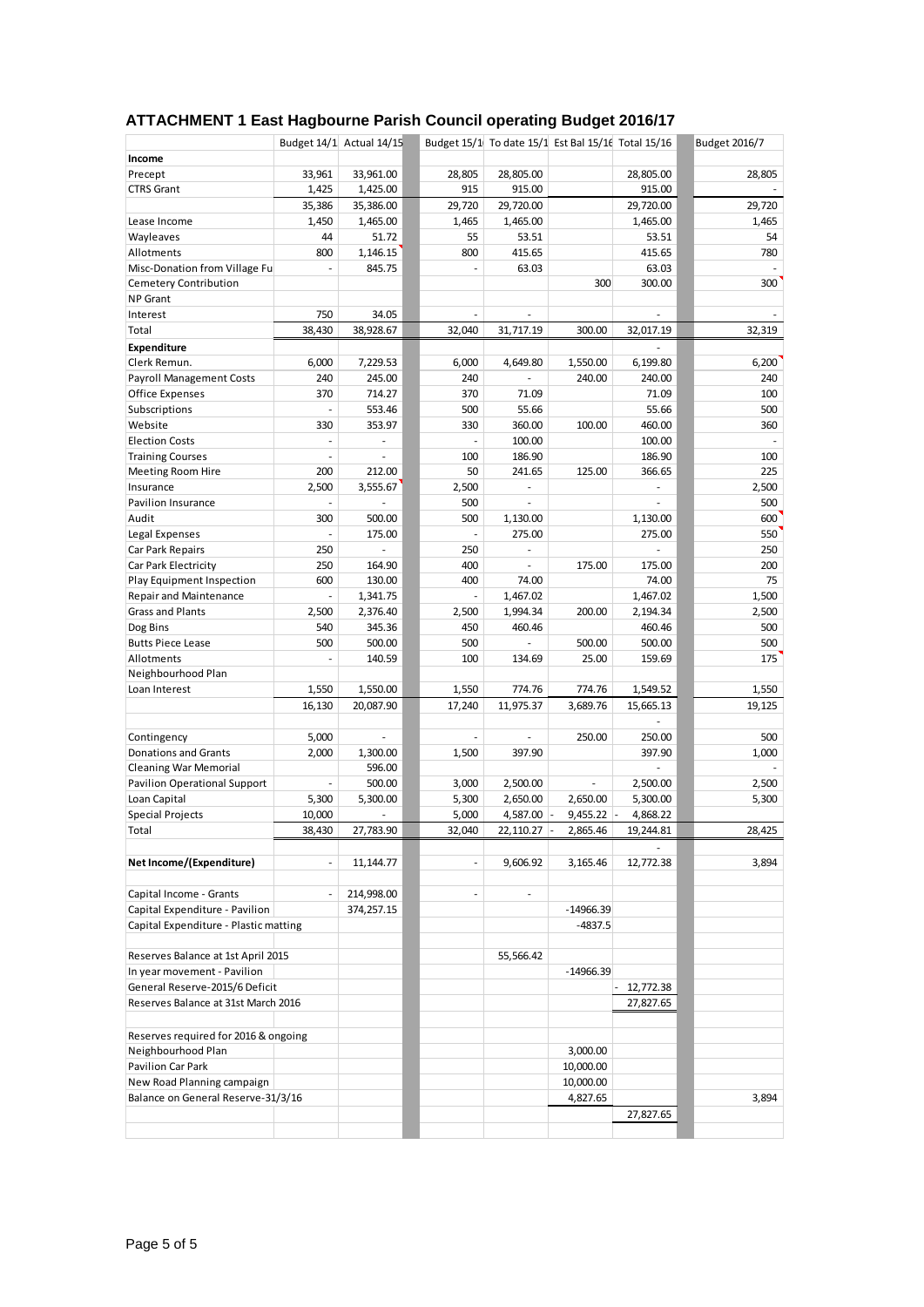# ATTACHMENT 1 East Hagbourne Parish Council operating Budget 2016/17

| | Budget 14/1 | Actual 14/15 | Budget 15/1 | To date 15/1 | Est Bal 15/16 | Total 15/16 | Budget 2016/7 |
|---|---|---|---|---|---|---|---|
| **Income** | | | | | | | |
| Precept | 33,961 | 33,961.00 | 28,805 | 28,805.00 | | 28,805.00 | 28,805 |
| CTRS Grant | 1,425 | 1,425.00 | 915 | 915.00 | | 915.00 | - |
| | 35,386 | 35,386.00 | 29,720 | 29,720.00 | | 29,720.00 | 29,720 |
| Lease Income | 1,450 | 1,465.00 | 1,465 | 1,465.00 | | 1,465.00 | 1,465 |
| Wayleaves | 44 | 51.72 | 55 | 53.51 | | 53.51 | 54 |
| Allotments | 800 | 1,146.15 | 800 | 415.65 | | 415.65 | 780 |
| Misc-Donation from Village Fu | - | 845.75 | - | 63.03 | | 63.03 | - |
| Cemetery Contribution | | | | | 300 | 300.00 | 300 |
| NP Grant | | | | | | | |
| Interest | 750 | 34.05 | - | - | | - | - |
| Total | 38,430 | 38,928.67 | 32,040 | 31,717.19 | 300.00 | 32,017.19 | 32,319 |
| **Expenditure** | | | | | | - | |
| Clerk Remun. | 6,000 | 7,229.53 | 6,000 | 4,649.80 | 1,550.00 | 6,199.80 | 6,200 |
| Payroll Management Costs | 240 | 245.00 | 240 | - | 240.00 | 240.00 | 240 |
| Office Expenses | 370 | 714.27 | 370 | 71.09 | | 71.09 | 100 |
| Subscriptions | - | 553.46 | 500 | 55.66 | | 55.66 | 500 |
| Website | 330 | 353.97 | 330 | 360.00 | 100.00 | 460.00 | 360 |
| Election Costs | - | - | - | 100.00 | | 100.00 | - |
| Training Courses | - | - | 100 | 186.90 | | 186.90 | 100 |
| Meeting Room Hire | 200 | 212.00 | 50 | 241.65 | 125.00 | 366.65 | 225 |
| Insurance | 2,500 | 3,555.67 | 2,500 | - | | - | 2,500 |
| Pavilion Insurance | - | - | 500 | - | | - | 500 |
| Audit | 300 | 500.00 | 500 | 1,130.00 | | 1,130.00 | 600 |
| Legal Expenses | - | 175.00 | - | 275.00 | | 275.00 | 550 |
| Car Park Repairs | 250 | - | 250 | - | | - | 250 |
| Car Park Electricity | 250 | 164.90 | 400 | - | 175.00 | 175.00 | 200 |
| Play Equipment Inspection | 600 | 130.00 | 400 | 74.00 | | 74.00 | 75 |
| Repair and Maintenance | - | 1,341.75 | - | 1,467.02 | | 1,467.02 | 1,500 |
| Grass and Plants | 2,500 | 2,376.40 | 2,500 | 1,994.34 | 200.00 | 2,194.34 | 2,500 |
| Dog Bins | 540 | 345.36 | 450 | 460.46 | | 460.46 | 500 |
| Butts Piece Lease | 500 | 500.00 | 500 | - | 500.00 | 500.00 | 500 |
| Allotments | - | 140.59 | 100 | 134.69 | 25.00 | 159.69 | 175 |
| Neighbourhood Plan | | | | | | | |
| Loan Interest | 1,550 | 1,550.00 | 1,550 | 774.76 | 774.76 | 1,549.52 | 1,550 |
| | 16,130 | 20,087.90 | 17,240 | 11,975.37 | 3,689.76 | 15,665.13 | 19,125 |
| | | | | | | - | |
| Contingency | 5,000 | - | - | - | 250.00 | 250.00 | 500 |
| Donations and Grants | 2,000 | 1,300.00 | 1,500 | 397.90 | | 397.90 | 1,000 |
| Cleaning War Memorial | | 596.00 | | | | - | - |
| Pavilion Operational Support | - | 500.00 | 3,000 | 2,500.00 | - | 2,500.00 | 2,500 |
| Loan Capital | 5,300 | 5,300.00 | 5,300 | 2,650.00 | 2,650.00 | 5,300.00 | 5,300 |
| Special Projects | 10,000 | - | 5,000 | 4,587.00 | - 9,455.22 | - 4,868.22 | |
| Total | 38,430 | 27,783.90 | 32,040 | 22,110.27 | - 2,865.46 | 19,244.81 | 28,425 |
| | | | | | | - | |
| **Net Income/(Expenditure)** | - | 11,144.77 | - | 9,606.92 | 3,165.46 | 12,772.38 | 3,894 |
| | | | | | | | |
| Capital Income - Grants | - | 214,998.00 | - | - | | | |
| Capital Expenditure - Pavilion | | 374,257.15 | | | -14966.39 | | |
| Capital Expenditure - Plastic matting | | | | | -4837.5 | | |
| | | | | | | | |
| Reserves Balance at 1st April 2015 | | | | 55,566.42 | | | |
| In year movement - Pavilion | | | | | -14966.39 | | |
| General Reserve-2015/6 Deficit | | | | | | - 12,772.38 | |
| Reserves Balance at 31st March 2016 | | | | | | 27,827.65 | |
| | | | | | | | |
| Reserves required for 2016 & ongoing | | | | | | | |
| Neighbourhood Plan | | | | | 3,000.00 | | |
| Pavilion Car Park | | | | | 10,000.00 | | |
| New Road Planning campaign | | | | | 10,000.00 | | |
| Balance on General Reserve-31/3/16 | | | | | 4,827.65 | | 3,894 |
| | | | | | | 27,827.65 | |